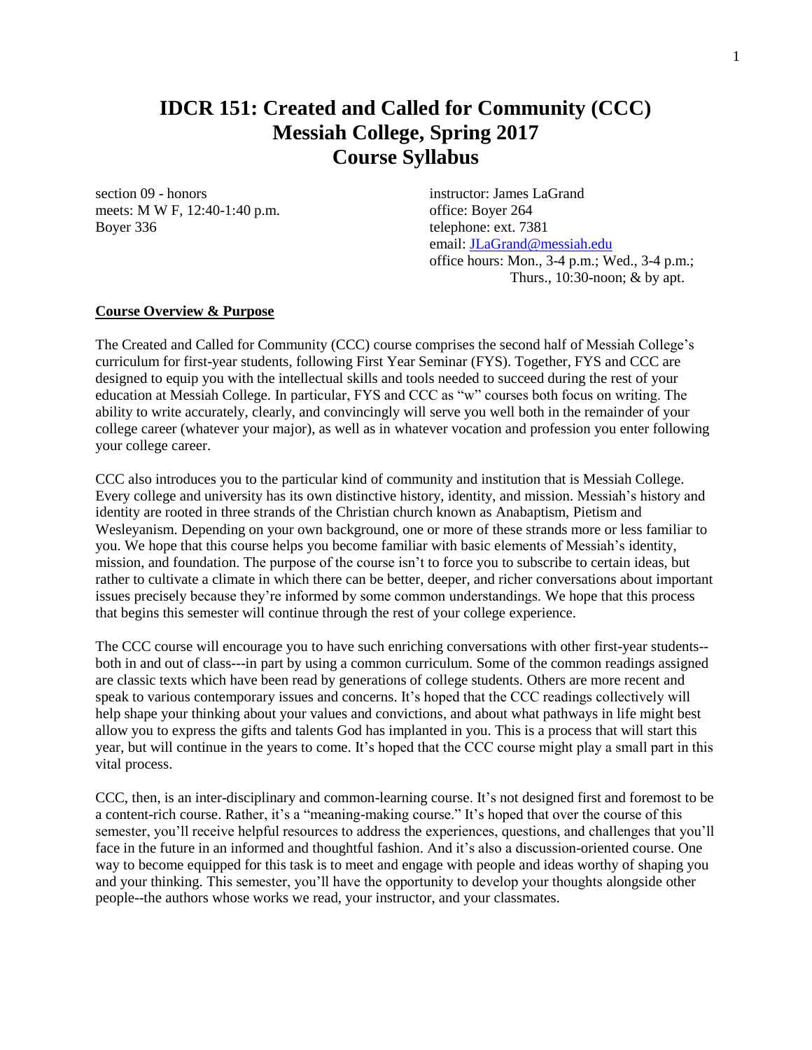# IDCR 151: Created and Called for Community (CCC)
# Messiah College, Spring 2017
# Course Syllabus

section 09 - honors
meets: M W F, 12:40-1:40 p.m.
Boyer 336

instructor: James LaGrand
office: Boyer 264
telephone: ext. 7381
email: JLaGrand@messiah.edu
office hours: Mon., 3-4 p.m.; Wed., 3-4 p.m.; Thurs., 10:30-noon; & by apt.

**Course Overview & Purpose**

The Created and Called for Community (CCC) course comprises the second half of Messiah College's curriculum for first-year students, following First Year Seminar (FYS). Together, FYS and CCC are designed to equip you with the intellectual skills and tools needed to succeed during the rest of your education at Messiah College. In particular, FYS and CCC as "w" courses both focus on writing. The ability to write accurately, clearly, and convincingly will serve you well both in the remainder of your college career (whatever your major), as well as in whatever vocation and profession you enter following your college career.

CCC also introduces you to the particular kind of community and institution that is Messiah College. Every college and university has its own distinctive history, identity, and mission. Messiah's history and identity are rooted in three strands of the Christian church known as Anabaptism, Pietism and Wesleyanism. Depending on your own background, one or more of these strands more or less familiar to you. We hope that this course helps you become familiar with basic elements of Messiah's identity, mission, and foundation. The purpose of the course isn't to force you to subscribe to certain ideas, but rather to cultivate a climate in which there can be better, deeper, and richer conversations about important issues precisely because they're informed by some common understandings. We hope that this process that begins this semester will continue through the rest of your college experience.

The CCC course will encourage you to have such enriching conversations with other first-year students--both in and out of class---in part by using a common curriculum. Some of the common readings assigned are classic texts which have been read by generations of college students. Others are more recent and speak to various contemporary issues and concerns. It's hoped that the CCC readings collectively will help shape your thinking about your values and convictions, and about what pathways in life might best allow you to express the gifts and talents God has implanted in you. This is a process that will start this year, but will continue in the years to come. It's hoped that the CCC course might play a small part in this vital process.

CCC, then, is an inter-disciplinary and common-learning course. It's not designed first and foremost to be a content-rich course. Rather, it's a "meaning-making course." It's hoped that over the course of this semester, you'll receive helpful resources to address the experiences, questions, and challenges that you'll face in the future in an informed and thoughtful fashion. And it's also a discussion-oriented course. One way to become equipped for this task is to meet and engage with people and ideas worthy of shaping you and your thinking. This semester, you'll have the opportunity to develop your thoughts alongside other people--the authors whose works we read, your instructor, and your classmates.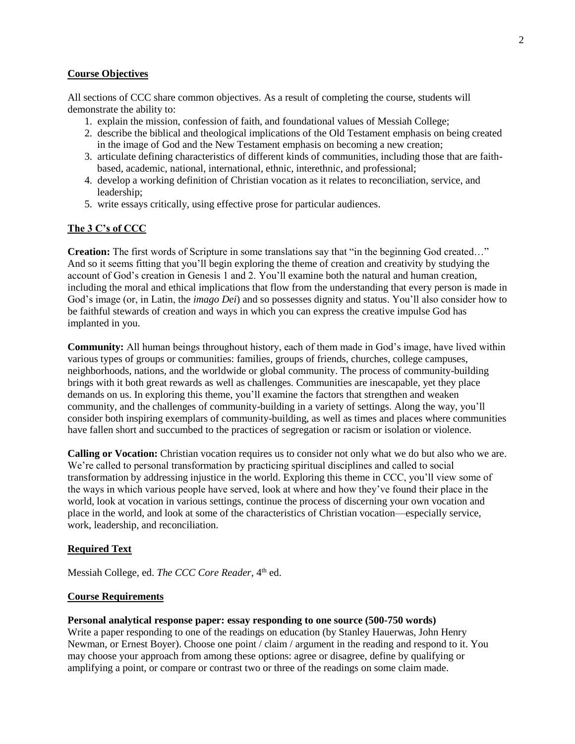## Course Objectives

All sections of CCC share common objectives. As a result of completing the course, students will demonstrate the ability to:

1. explain the mission, confession of faith, and foundational values of Messiah College;
2. describe the biblical and theological implications of the Old Testament emphasis on being created in the image of God and the New Testament emphasis on becoming a new creation;
3. articulate defining characteristics of different kinds of communities, including those that are faith-based, academic, national, international, ethnic, interethnic, and professional;
4. develop a working definition of Christian vocation as it relates to reconciliation, service, and leadership;
5. write essays critically, using effective prose for particular audiences.

## The 3 C's of CCC

**Creation:** The first words of Scripture in some translations say that "in the beginning God created…" And so it seems fitting that you'll begin exploring the theme of creation and creativity by studying the account of God's creation in Genesis 1 and 2. You'll examine both the natural and human creation, including the moral and ethical implications that flow from the understanding that every person is made in God's image (or, in Latin, the *imago Dei*) and so possesses dignity and status. You'll also consider how to be faithful stewards of creation and ways in which you can express the creative impulse God has implanted in you.

**Community:** All human beings throughout history, each of them made in God's image, have lived within various types of groups or communities: families, groups of friends, churches, college campuses, neighborhoods, nations, and the worldwide or global community. The process of community-building brings with it both great rewards as well as challenges. Communities are inescapable, yet they place demands on us. In exploring this theme, you'll examine the factors that strengthen and weaken community, and the challenges of community-building in a variety of settings. Along the way, you'll consider both inspiring exemplars of community-building, as well as times and places where communities have fallen short and succumbed to the practices of segregation or racism or isolation or violence.

**Calling or Vocation:** Christian vocation requires us to consider not only what we do but also who we are. We're called to personal transformation by practicing spiritual disciplines and called to social transformation by addressing injustice in the world. Exploring this theme in CCC, you'll view some of the ways in which various people have served, look at where and how they've found their place in the world, look at vocation in various settings, continue the process of discerning your own vocation and place in the world, and look at some of the characteristics of Christian vocation—especially service, work, leadership, and reconciliation.

## Required Text

Messiah College, ed. *The CCC Core Reader*, 4th ed.

## Course Requirements

**Personal analytical response paper: essay responding to one source (500-750 words)**
Write a paper responding to one of the readings on education (by Stanley Hauerwas, John Henry Newman, or Ernest Boyer). Choose one point / claim / argument in the reading and respond to it. You may choose your approach from among these options: agree or disagree, define by qualifying or amplifying a point, or compare or contrast two or three of the readings on some claim made.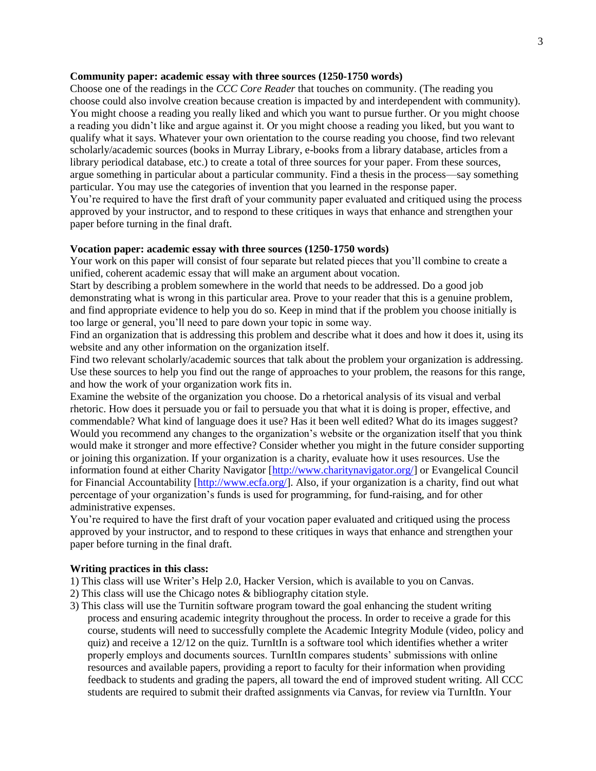**Community paper: academic essay with three sources (1250-1750 words)**

Choose one of the readings in the *CCC Core Reader* that touches on community. (The reading you choose could also involve creation because creation is impacted by and interdependent with community). You might choose a reading you really liked and which you want to pursue further. Or you might choose a reading you didn't like and argue against it. Or you might choose a reading you liked, but you want to qualify what it says. Whatever your own orientation to the course reading you choose, find two relevant scholarly/academic sources (books in Murray Library, e-books from a library database, articles from a library periodical database, etc.) to create a total of three sources for your paper. From these sources, argue something in particular about a particular community. Find a thesis in the process—say something particular. You may use the categories of invention that you learned in the response paper.

You're required to have the first draft of your community paper evaluated and critiqued using the process approved by your instructor, and to respond to these critiques in ways that enhance and strengthen your paper before turning in the final draft.

**Vocation paper: academic essay with three sources (1250-1750 words)**

Your work on this paper will consist of four separate but related pieces that you'll combine to create a unified, coherent academic essay that will make an argument about vocation.

Start by describing a problem somewhere in the world that needs to be addressed. Do a good job demonstrating what is wrong in this particular area. Prove to your reader that this is a genuine problem, and find appropriate evidence to help you do so. Keep in mind that if the problem you choose initially is too large or general, you'll need to pare down your topic in some way.

Find an organization that is addressing this problem and describe what it does and how it does it, using its website and any other information on the organization itself.

Find two relevant scholarly/academic sources that talk about the problem your organization is addressing. Use these sources to help you find out the range of approaches to your problem, the reasons for this range, and how the work of your organization work fits in.

Examine the website of the organization you choose. Do a rhetorical analysis of its visual and verbal rhetoric. How does it persuade you or fail to persuade you that what it is doing is proper, effective, and commendable? What kind of language does it use? Has it been well edited? What do its images suggest? Would you recommend any changes to the organization's website or the organization itself that you think would make it stronger and more effective? Consider whether you might in the future consider supporting or joining this organization. If your organization is a charity, evaluate how it uses resources. Use the information found at either Charity Navigator [http://www.charitynavigator.org/] or Evangelical Council for Financial Accountability [http://www.ecfa.org/]. Also, if your organization is a charity, find out what percentage of your organization's funds is used for programming, for fund-raising, and for other administrative expenses.

You're required to have the first draft of your vocation paper evaluated and critiqued using the process approved by your instructor, and to respond to these critiques in ways that enhance and strengthen your paper before turning in the final draft.

**Writing practices in this class:**

1) This class will use Writer's Help 2.0, Hacker Version, which is available to you on Canvas.
2) This class will use the Chicago notes & bibliography citation style.
3) This class will use the Turnitin software program toward the goal enhancing the student writing process and ensuring academic integrity throughout the process. In order to receive a grade for this course, students will need to successfully complete the Academic Integrity Module (video, policy and quiz) and receive a 12/12 on the quiz. TurnItIn is a software tool which identifies whether a writer properly employs and documents sources. TurnItIn compares students' submissions with online resources and available papers, providing a report to faculty for their information when providing feedback to students and grading the papers, all toward the end of improved student writing. All CCC students are required to submit their drafted assignments via Canvas, for review via TurnItIn. Your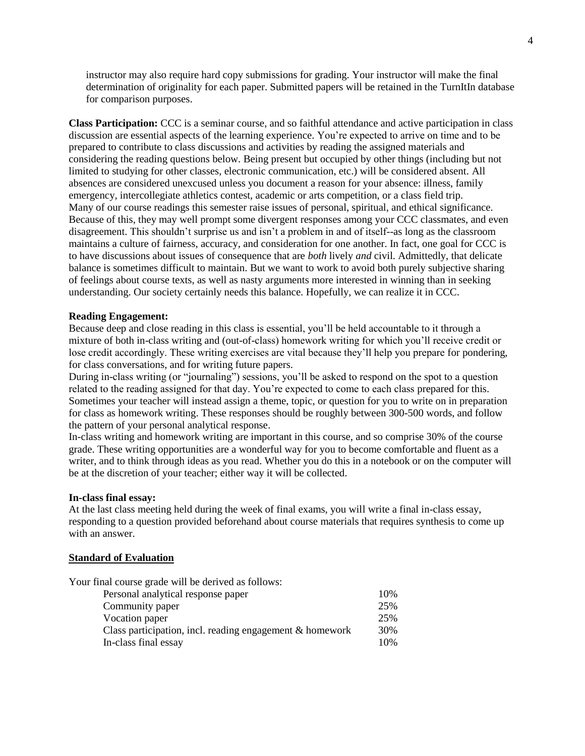instructor may also require hard copy submissions for grading. Your instructor will make the final determination of originality for each paper. Submitted papers will be retained in the TurnItIn database for comparison purposes.

**Class Participation:** CCC is a seminar course, and so faithful attendance and active participation in class discussion are essential aspects of the learning experience. You're expected to arrive on time and to be prepared to contribute to class discussions and activities by reading the assigned materials and considering the reading questions below. Being present but occupied by other things (including but not limited to studying for other classes, electronic communication, etc.) will be considered absent. All absences are considered unexcused unless you document a reason for your absence: illness, family emergency, intercollegiate athletics contest, academic or arts competition, or a class field trip.
Many of our course readings this semester raise issues of personal, spiritual, and ethical significance. Because of this, they may well prompt some divergent responses among your CCC classmates, and even disagreement. This shouldn't surprise us and isn't a problem in and of itself--as long as the classroom maintains a culture of fairness, accuracy, and consideration for one another. In fact, one goal for CCC is to have discussions about issues of consequence that are *both* lively *and* civil. Admittedly, that delicate balance is sometimes difficult to maintain. But we want to work to avoid both purely subjective sharing of feelings about course texts, as well as nasty arguments more interested in winning than in seeking understanding. Our society certainly needs this balance. Hopefully, we can realize it in CCC.

**Reading Engagement:**
Because deep and close reading in this class is essential, you'll be held accountable to it through a mixture of both in-class writing and (out-of-class) homework writing for which you'll receive credit or lose credit accordingly. These writing exercises are vital because they'll help you prepare for pondering, for class conversations, and for writing future papers.
During in-class writing (or "journaling") sessions, you'll be asked to respond on the spot to a question related to the reading assigned for that day. You're expected to come to each class prepared for this. Sometimes your teacher will instead assign a theme, topic, or question for you to write on in preparation for class as homework writing. These responses should be roughly between 300-500 words, and follow the pattern of your personal analytical response.
In-class writing and homework writing are important in this course, and so comprise 30% of the course grade. These writing opportunities are a wonderful way for you to become comfortable and fluent as a writer, and to think through ideas as you read. Whether you do this in a notebook or on the computer will be at the discretion of your teacher; either way it will be collected.

**In-class final essay:**
At the last class meeting held during the week of final exams, you will write a final in-class essay, responding to a question provided beforehand about course materials that requires synthesis to come up with an answer.

## Standard of Evaluation

Your final course grade will be derived as follows:

| Component | Weight |
| --- | --- |
| Personal analytical response paper | 10% |
| Community paper | 25% |
| Vocation paper | 25% |
| Class participation, incl. reading engagement & homework | 30% |
| In-class final essay | 10% |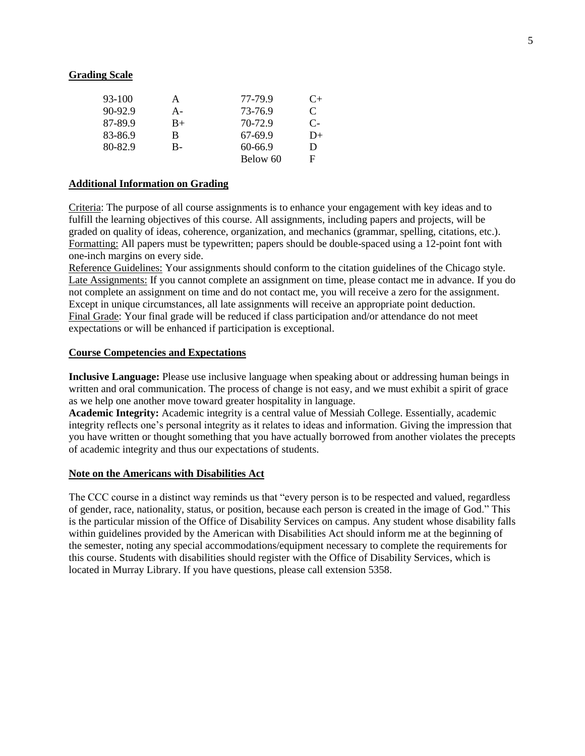**Grading Scale**

| | | | |
|---|---|---|---|
| 93-100 | A | 77-79.9 | C+ |
| 90-92.9 | A- | 73-76.9 | C |
| 87-89.9 | B+ | 70-72.9 | C- |
| 83-86.9 | B | 67-69.9 | D+ |
| 80-82.9 | B- | 60-66.9 | D |
| | | Below 60 | F |

**Additional Information on Grading**

Criteria: The purpose of all course assignments is to enhance your engagement with key ideas and to fulfill the learning objectives of this course. All assignments, including papers and projects, will be graded on quality of ideas, coherence, organization, and mechanics (grammar, spelling, citations, etc.).
Formatting: All papers must be typewritten; papers should be double-spaced using a 12-point font with one-inch margins on every side.
Reference Guidelines: Your assignments should conform to the citation guidelines of the Chicago style.
Late Assignments: If you cannot complete an assignment on time, please contact me in advance. If you do not complete an assignment on time and do not contact me, you will receive a zero for the assignment. Except in unique circumstances, all late assignments will receive an appropriate point deduction.
Final Grade: Your final grade will be reduced if class participation and/or attendance do not meet expectations or will be enhanced if participation is exceptional.

**Course Competencies and Expectations**

**Inclusive Language:** Please use inclusive language when speaking about or addressing human beings in written and oral communication. The process of change is not easy, and we must exhibit a spirit of grace as we help one another move toward greater hospitality in language.
**Academic Integrity:** Academic integrity is a central value of Messiah College. Essentially, academic integrity reflects one's personal integrity as it relates to ideas and information. Giving the impression that you have written or thought something that you have actually borrowed from another violates the precepts of academic integrity and thus our expectations of students.

**Note on the Americans with Disabilities Act**

The CCC course in a distinct way reminds us that "every person is to be respected and valued, regardless of gender, race, nationality, status, or position, because each person is created in the image of God." This is the particular mission of the Office of Disability Services on campus. Any student whose disability falls within guidelines provided by the American with Disabilities Act should inform me at the beginning of the semester, noting any special accommodations/equipment necessary to complete the requirements for this course. Students with disabilities should register with the Office of Disability Services, which is located in Murray Library. If you have questions, please call extension 5358.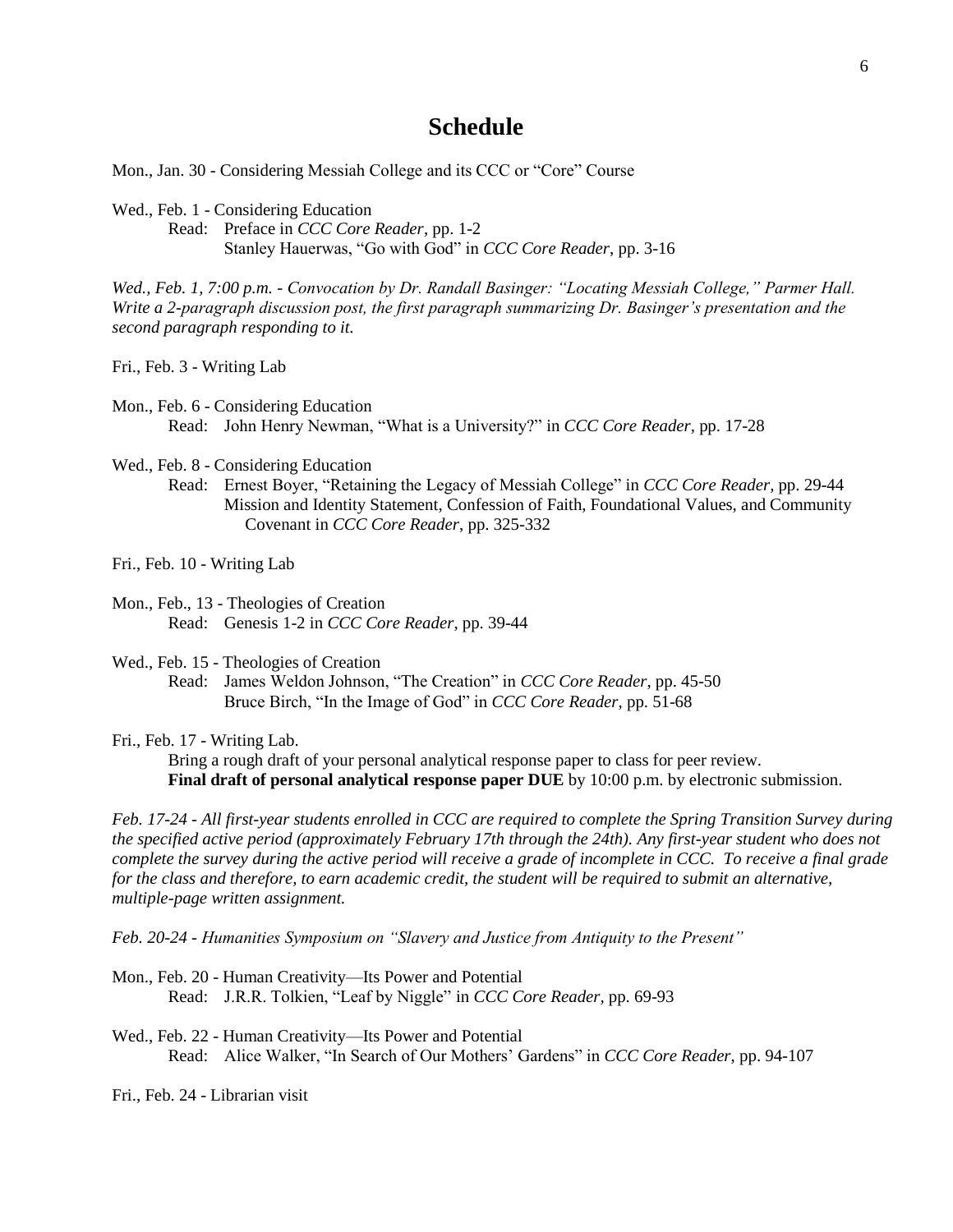# Schedule

Mon., Jan. 30 - Considering Messiah College and its CCC or "Core" Course

Wed., Feb. 1 - Considering Education
Read: Preface in *CCC Core Reader*, pp. 1-2
Stanley Hauerwas, "Go with God" in *CCC Core Reader*, pp. 3-16

*Wed., Feb. 1, 7:00 p.m. - Convocation by Dr. Randall Basinger: "Locating Messiah College," Parmer Hall. Write a 2-paragraph discussion post, the first paragraph summarizing Dr. Basinger's presentation and the second paragraph responding to it.*

Fri., Feb. 3 - Writing Lab

Mon., Feb. 6 - Considering Education
Read: John Henry Newman, "What is a University?" in *CCC Core Reader*, pp. 17-28

Wed., Feb. 8 - Considering Education
Read: Ernest Boyer, "Retaining the Legacy of Messiah College" in *CCC Core Reader*, pp. 29-44
Mission and Identity Statement, Confession of Faith, Foundational Values, and Community Covenant in *CCC Core Reader*, pp. 325-332

Fri., Feb. 10 - Writing Lab

Mon., Feb., 13 - Theologies of Creation
Read: Genesis 1-2 in *CCC Core Reader*, pp. 39-44

Wed., Feb. 15 - Theologies of Creation
Read: James Weldon Johnson, "The Creation" in *CCC Core Reader*, pp. 45-50
Bruce Birch, "In the Image of God" in *CCC Core Reader*, pp. 51-68

Fri., Feb. 17 - Writing Lab.
Bring a rough draft of your personal analytical response paper to class for peer review.
**Final draft of personal analytical response paper DUE** by 10:00 p.m. by electronic submission.

*Feb. 17-24 - All first-year students enrolled in CCC are required to complete the Spring Transition Survey during the specified active period (approximately February 17th through the 24th). Any first-year student who does not complete the survey during the active period will receive a grade of incomplete in CCC. To receive a final grade for the class and therefore, to earn academic credit, the student will be required to submit an alternative, multiple-page written assignment.*

*Feb. 20-24 - Humanities Symposium on "Slavery and Justice from Antiquity to the Present"*

Mon., Feb. 20 - Human Creativity—Its Power and Potential
Read: J.R.R. Tolkien, "Leaf by Niggle" in *CCC Core Reader*, pp. 69-93

Wed., Feb. 22 - Human Creativity—Its Power and Potential
Read: Alice Walker, "In Search of Our Mothers' Gardens" in *CCC Core Reader*, pp. 94-107

Fri., Feb. 24 - Librarian visit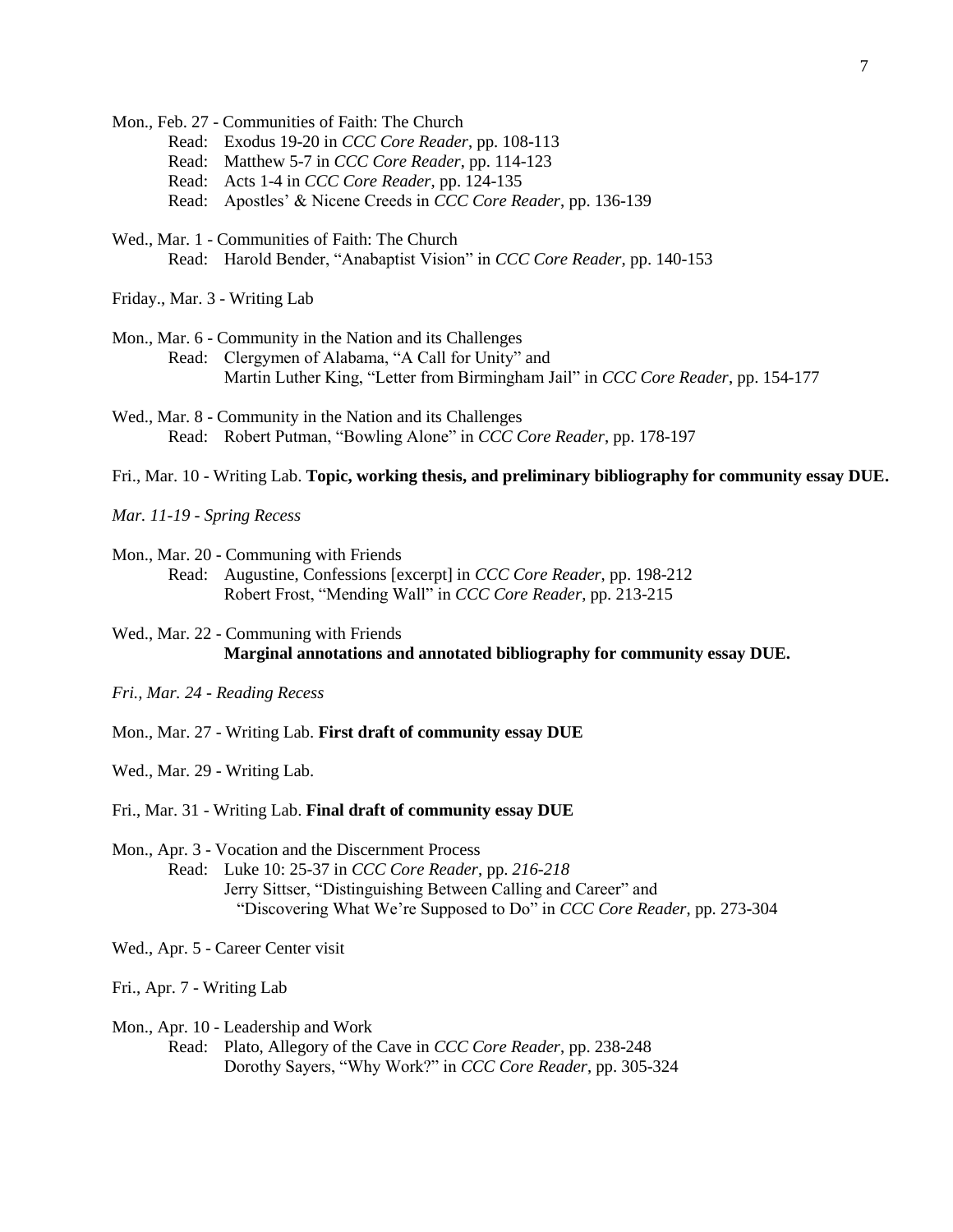Mon., Feb. 27 - Communities of Faith: The Church
- Read: Exodus 19-20 in *CCC Core Reader*, pp. 108-113
- Read: Matthew 5-7 in *CCC Core Reader*, pp. 114-123
- Read: Acts 1-4 in *CCC Core Reader*, pp. 124-135
- Read: Apostles' & Nicene Creeds in *CCC Core Reader*, pp. 136-139

Wed., Mar. 1 - Communities of Faith: The Church
- Read: Harold Bender, "Anabaptist Vision" in *CCC Core Reader*, pp. 140-153

Friday., Mar. 3 - Writing Lab

Mon., Mar. 6 - Community in the Nation and its Challenges
- Read: Clergymen of Alabama, "A Call for Unity" and
  Martin Luther King, "Letter from Birmingham Jail" in *CCC Core Reader*, pp. 154-177

Wed., Mar. 8 - Community in the Nation and its Challenges
- Read: Robert Putman, "Bowling Alone" in *CCC Core Reader*, pp. 178-197

Fri., Mar. 10 - Writing Lab. **Topic, working thesis, and preliminary bibliography for community essay DUE.**

*Mar. 11-19 - Spring Recess*

Mon., Mar. 20 - Communing with Friends
- Read: Augustine, Confessions [excerpt] in *CCC Core Reader*, pp. 198-212
  Robert Frost, "Mending Wall" in *CCC Core Reader*, pp. 213-215

Wed., Mar. 22 - Communing with Friends
- **Marginal annotations and annotated bibliography for community essay DUE.**

*Fri., Mar. 24 - Reading Recess*

Mon., Mar. 27 - Writing Lab. **First draft of community essay DUE**

Wed., Mar. 29 - Writing Lab.

Fri., Mar. 31 - Writing Lab. **Final draft of community essay DUE**

Mon., Apr. 3 - Vocation and the Discernment Process
- Read: Luke 10: 25-37 in *CCC Core Reader*, pp. *216-218*
  Jerry Sittser, "Distinguishing Between Calling and Career" and
  "Discovering What We're Supposed to Do" in *CCC Core Reader*, pp. 273-304

Wed., Apr. 5 - Career Center visit

Fri., Apr. 7 - Writing Lab

Mon., Apr. 10 - Leadership and Work
- Read: Plato, Allegory of the Cave in *CCC Core Reader*, pp. 238-248
  Dorothy Sayers, "Why Work?" in *CCC Core Reader*, pp. 305-324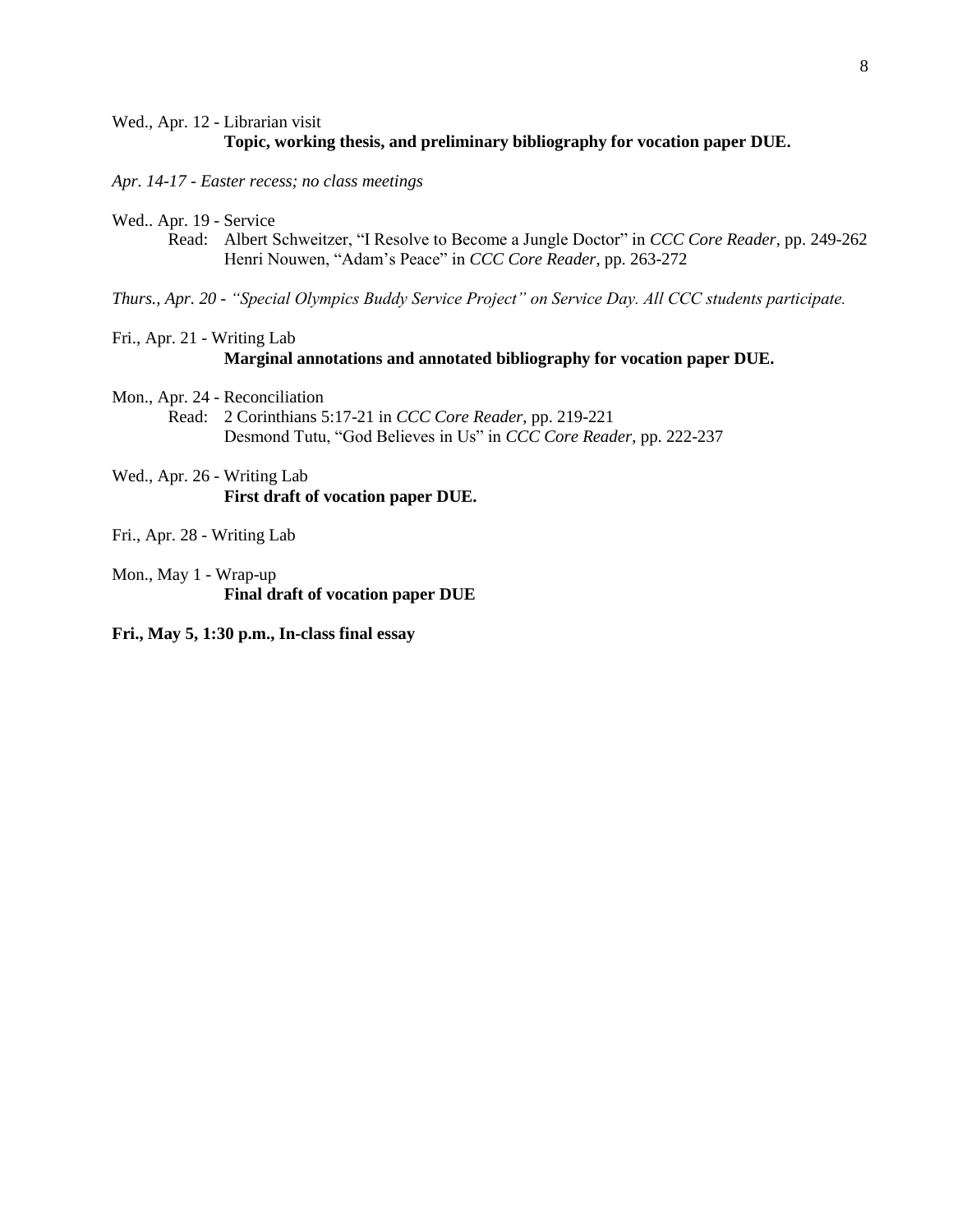Wed., Apr. 12 - Librarian visit
**Topic, working thesis, and preliminary bibliography for vocation paper DUE.**

*Apr. 14-17 - Easter recess; no class meetings*

Wed.. Apr. 19 - Service
Read: Albert Schweitzer, "I Resolve to Become a Jungle Doctor" in *CCC Core Reader*, pp. 249-262
Henri Nouwen, "Adam's Peace" in *CCC Core Reader*, pp. 263-272

*Thurs., Apr. 20 - "Special Olympics Buddy Service Project" on Service Day. All CCC students participate.*

Fri., Apr. 21 - Writing Lab
**Marginal annotations and annotated bibliography for vocation paper DUE.**

Mon., Apr. 24 - Reconciliation
Read: 2 Corinthians 5:17-21 in *CCC Core Reader*, pp. 219-221
Desmond Tutu, "God Believes in Us" in *CCC Core Reader*, pp. 222-237

Wed., Apr. 26 - Writing Lab
**First draft of vocation paper DUE.**

Fri., Apr. 28 - Writing Lab

Mon., May 1 - Wrap-up
**Final draft of vocation paper DUE**

**Fri., May 5, 1:30 p.m., In-class final essay**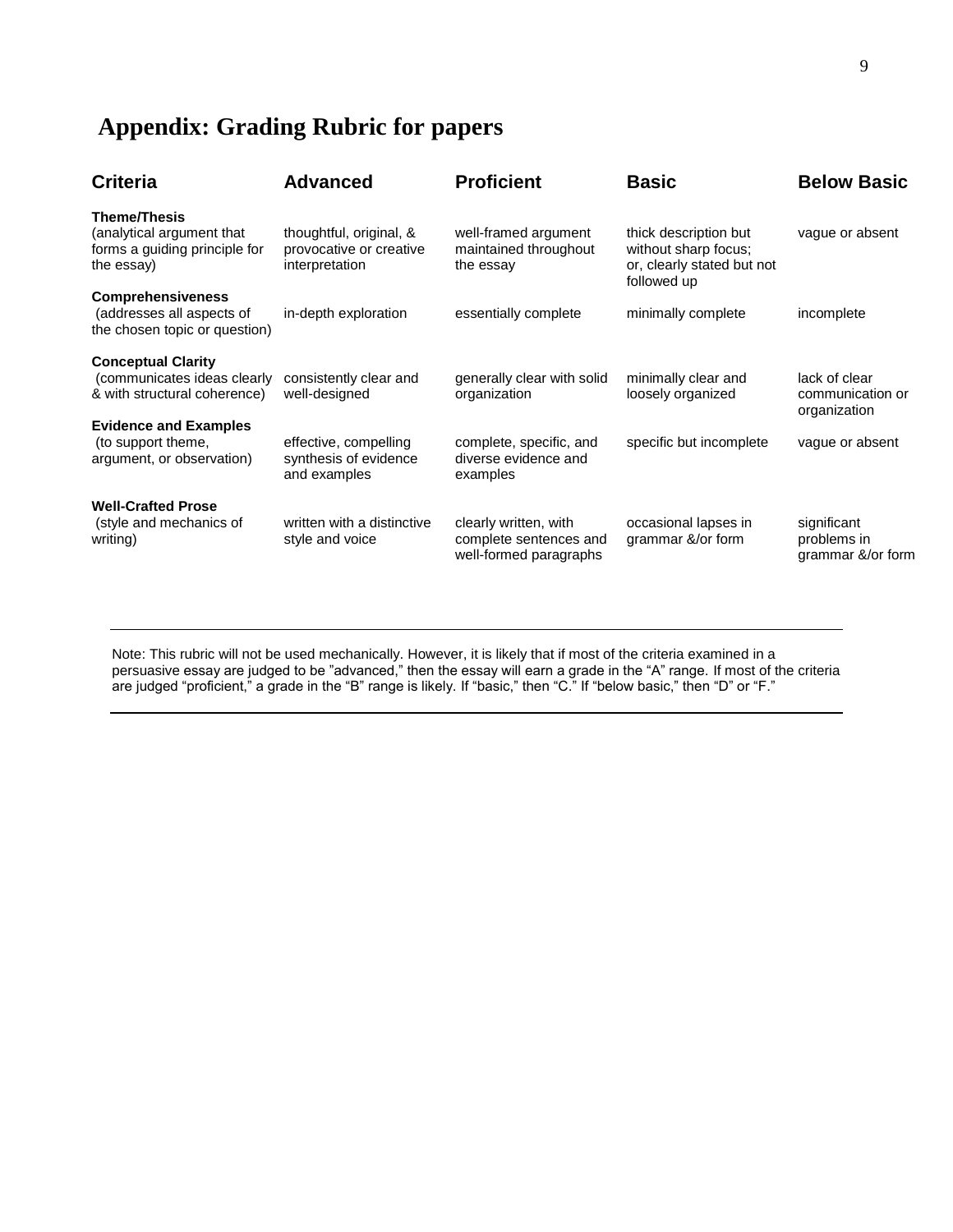# Appendix: Grading Rubric for papers

| Criteria | Advanced | Proficient | Basic | Below Basic |
|---|---|---|---|---|
| **Theme/Thesis** (analytical argument that forms a guiding principle for the essay) | thoughtful, original, & provocative or creative interpretation | well-framed argument maintained throughout the essay | thick description but without sharp focus; or, clearly stated but not followed up | vague or absent |
| **Comprehensiveness** (addresses all aspects of the chosen topic or question) | in-depth exploration | essentially complete | minimally complete | incomplete |
| **Conceptual Clarity** (communicates ideas clearly & with structural coherence) | consistently clear and well-designed | generally clear with solid organization | minimally clear and loosely organized | lack of clear communication or organization |
| **Evidence and Examples** (to support theme, argument, or observation) | effective, compelling synthesis of evidence and examples | complete, specific, and diverse evidence and examples | specific but incomplete | vague or absent |
| **Well-Crafted Prose** (style and mechanics of writing) | written with a distinctive style and voice | clearly written, with complete sentences and well-formed paragraphs | occasional lapses in grammar &/or form | significant problems in grammar &/or form |

---

Note: This rubric will not be used mechanically. However, it is likely that if most of the criteria examined in a persuasive essay are judged to be "advanced," then the essay will earn a grade in the "A" range. If most of the criteria are judged "proficient," a grade in the "B" range is likely. If "basic," then "C." If "below basic," then "D" or "F."

---